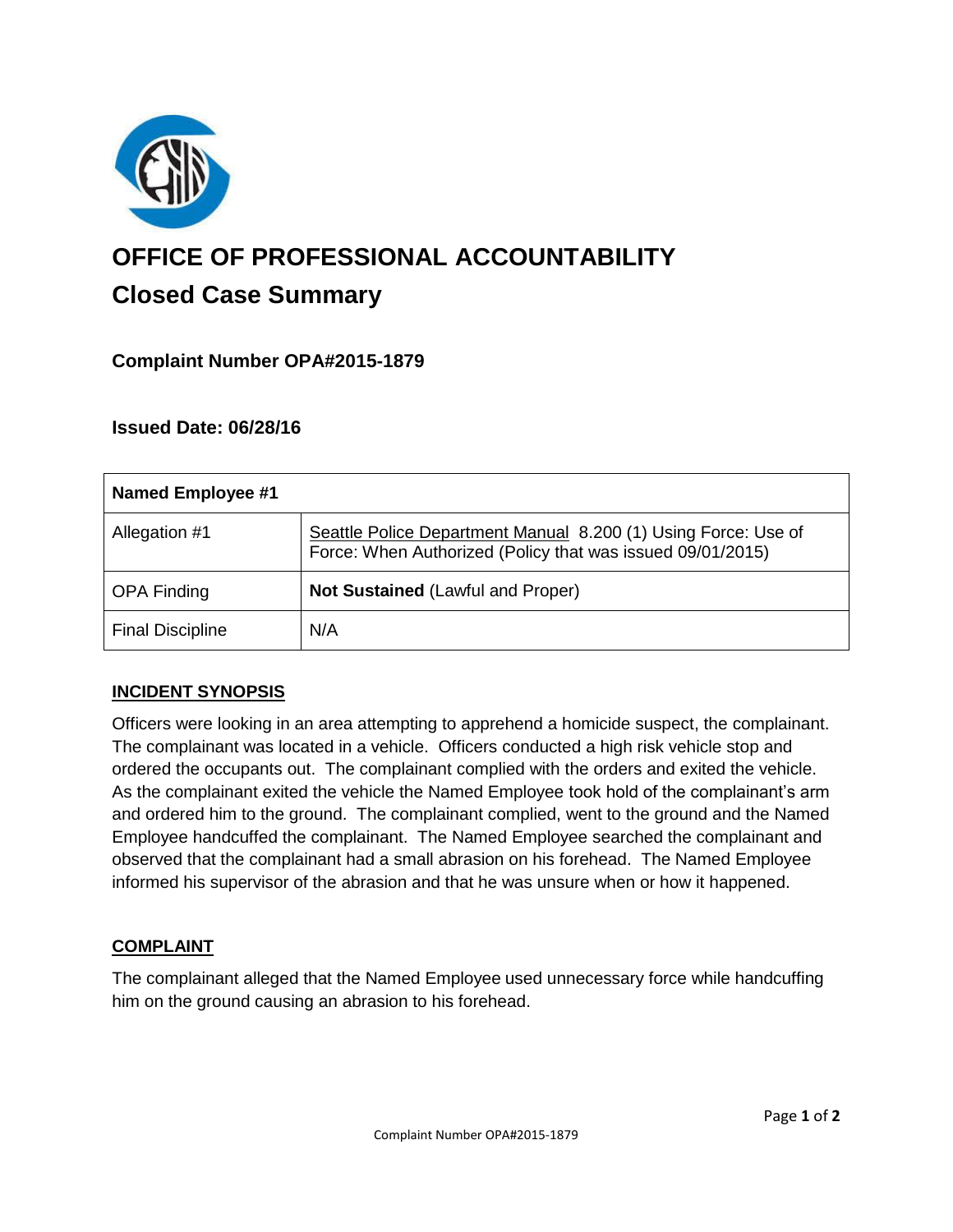# OFFICE OF PROFESSIONAL ACCOUNTABILITY

## Closed Case Summary

### Complaint Number OPA#2015-1879

### Issued Date: 06/28/16

| **Named Employee #1** | |
|---|---|
| Allegation #1 | Seattle Police Department Manual 8.200 (1) Using Force: Use of Force: When Authorized (Policy that was issued 09/01/2015) |
| OPA Finding | **Not Sustained** (Lawful and Proper) |
| Final Discipline | N/A |

**INCIDENT SYNOPSIS**

Officers were looking in an area attempting to apprehend a homicide suspect, the complainant. The complainant was located in a vehicle. Officers conducted a high risk vehicle stop and ordered the occupants out. The complainant complied with the orders and exited the vehicle. As the complainant exited the vehicle the Named Employee took hold of the complainant's arm and ordered him to the ground. The complainant complied, went to the ground and the Named Employee handcuffed the complainant. The Named Employee searched the complainant and observed that the complainant had a small abrasion on his forehead. The Named Employee informed his supervisor of the abrasion and that he was unsure when or how it happened.

**COMPLAINT**

The complainant alleged that the Named Employee used unnecessary force while handcuffing him on the ground causing an abrasion to his forehead.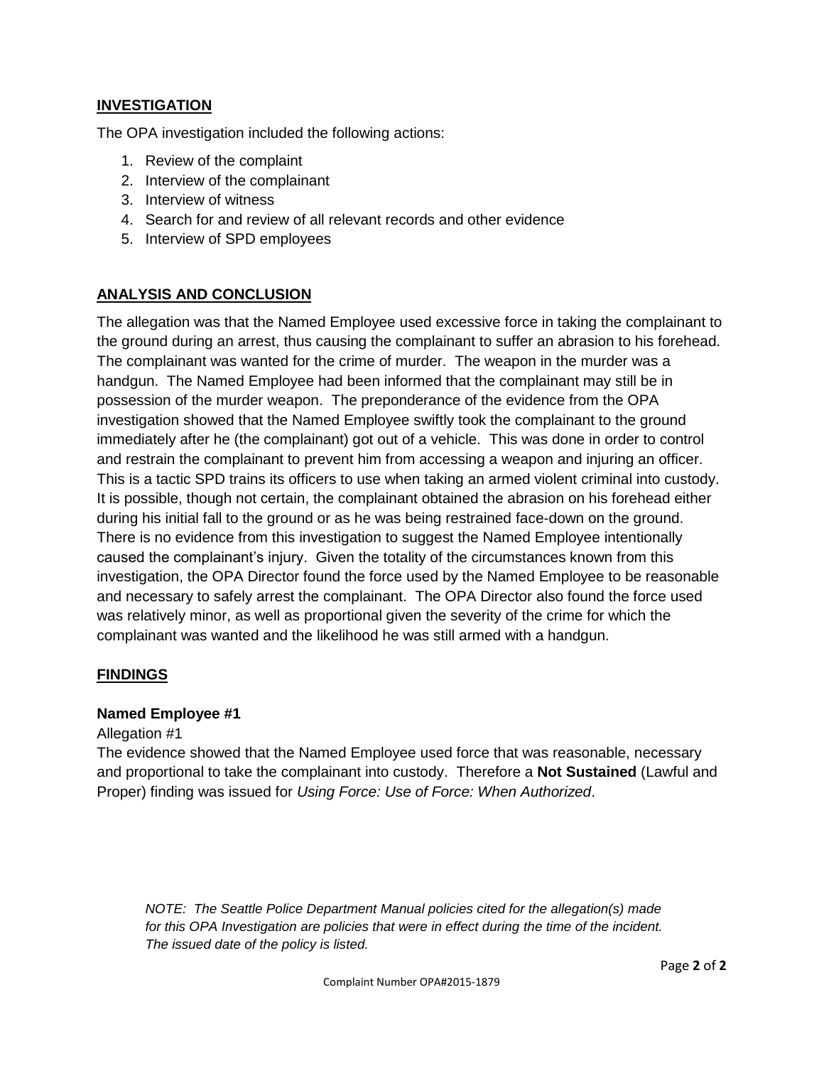## INVESTIGATION

The OPA investigation included the following actions:

1. Review of the complaint
2. Interview of the complainant
3. Interview of witness
4. Search for and review of all relevant records and other evidence
5. Interview of SPD employees

## ANALYSIS AND CONCLUSION

The allegation was that the Named Employee used excessive force in taking the complainant to the ground during an arrest, thus causing the complainant to suffer an abrasion to his forehead. The complainant was wanted for the crime of murder. The weapon in the murder was a handgun. The Named Employee had been informed that the complainant may still be in possession of the murder weapon. The preponderance of the evidence from the OPA investigation showed that the Named Employee swiftly took the complainant to the ground immediately after he (the complainant) got out of a vehicle. This was done in order to control and restrain the complainant to prevent him from accessing a weapon and injuring an officer. This is a tactic SPD trains its officers to use when taking an armed violent criminal into custody. It is possible, though not certain, the complainant obtained the abrasion on his forehead either during his initial fall to the ground or as he was being restrained face-down on the ground. There is no evidence from this investigation to suggest the Named Employee intentionally caused the complainant's injury. Given the totality of the circumstances known from this investigation, the OPA Director found the force used by the Named Employee to be reasonable and necessary to safely arrest the complainant. The OPA Director also found the force used was relatively minor, as well as proportional given the severity of the crime for which the complainant was wanted and the likelihood he was still armed with a handgun.

## FINDINGS

**Named Employee #1**

Allegation #1

The evidence showed that the Named Employee used force that was reasonable, necessary and proportional to take the complainant into custody. Therefore a **Not Sustained** (Lawful and Proper) finding was issued for *Using Force: Use of Force: When Authorized*.

*NOTE: The Seattle Police Department Manual policies cited for the allegation(s) made for this OPA Investigation are policies that were in effect during the time of the incident. The issued date of the policy is listed.*

Complaint Number OPA#2015-1879